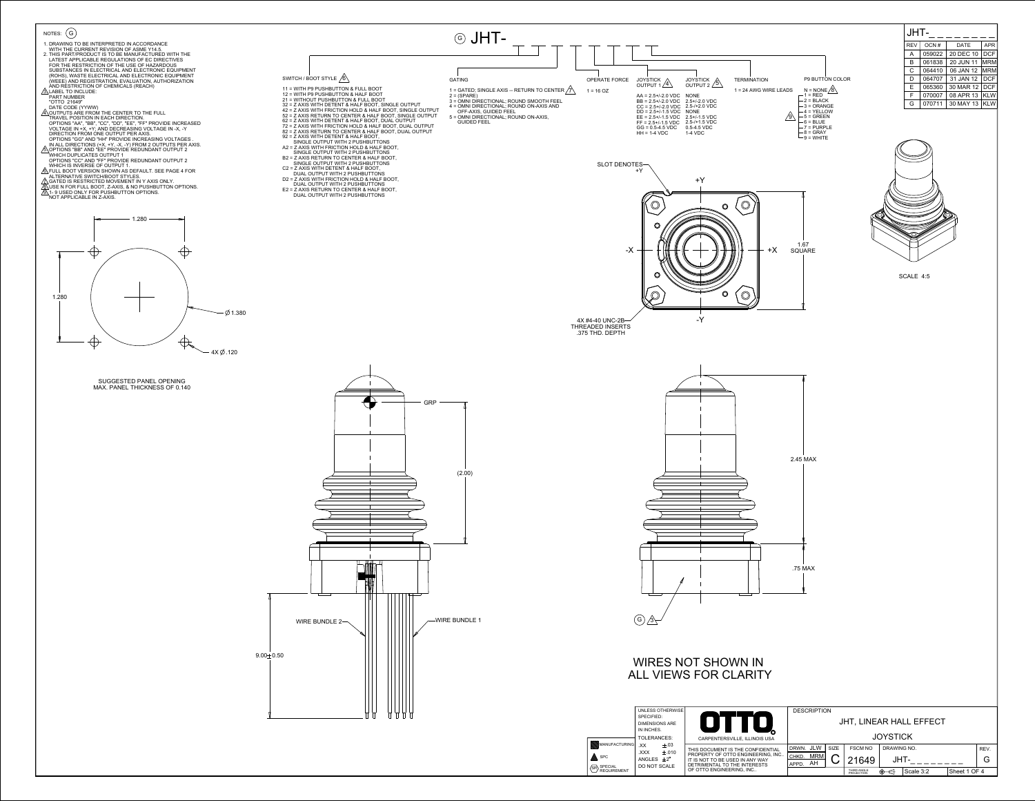NOTES: (G)

1. DRAWING TO BE INTERPRETED IN ACCORDANCE WITH THE CURRENT REVISION OF ASME Y14.5.
2. THIS PART/PRODUCT IS TO BE MANUFACTURED WITH THE LATEST APPLICABLE REGULATIONS OF EC DIRECTIVES FOR THE RESTRICTION OF THE USE OF HAZARDOUS SUBSTANCES IN ELECTRICAL AND ELECTRONIC EQUIPMENT (ROHS), WASTE ELECTRICAL AND ELECTRONIC EQUIPMENT (WEEE) AND REGISTRATION, EVALUATION, AUTHORIZATION AND RESTRICTION OF CHEMICALS (REACH)
3. LABEL TO INCLUDE:
   PART NUMBER
   "OTTO 21649"
   DATE CODE (YYWW)
4. OUTPUTS ARE FROM THE CENTER TO THE FULL TRAVEL POSITION IN EACH DIRECTION.
   OPTIONS "AA", "BB", "CC", "DD", "EE", "FF" PROVIDE INCREASED VOLTAGE IN +X, +Y; AND DECREASING VOLTAGE IN -X, -Y DIRECTION FROM ONE OUTPUT PER AXIS.
   OPTIONS "GG" AND "HH" PROVIDE INCREASING VOLTAGES IN ALL DIRECTIONS (+X, +Y, -X, -Y) FROM 2 OUTPUTS PER AXIS.
5. OPTIONS "BB" AND "EE" PROVIDE REDUNDANT OUTPUT 2 WHICH DUPLICATES OUTPUT 1.
   OPTIONS "CC" AND "FF" PROVIDE REDUNDANT OUTPUT 2 WHICH IS INVERSE OF OUTPUT 1.
6. FULL BOOT VERSION SHOWN AS DEFAULT. SEE PAGE 4 FOR ALTERNATIVE SWITCH/BOOT STYLES.
7. GATED IS RESTRICTED MOVEMENT IN Y AXIS ONLY.
8. USE N FOR FULL BOOT, Z-AXIS, & NO PUSHBUTTON OPTIONS.
9. 1- 9 USED ONLY FOR PUSHBUTTON OPTIONS. NOT APPLICABLE IN Z-AXIS.

(G) JHT- _ _ _ _ _ _ _ _

**SWITCH / BOOT STYLE** (6)

- 11 = WITH P9 PUSHBUTTON & FULL BOOT
- 12 = WITH P9 PUSHBUTTON & HALF BOOT
- 21 = WITHOUT PUSHBUTTON & FULL BOOT
- 32 = Z AXIS WITH DETENT & HALF BOOT, SINGLE OUTPUT
- 42 = Z AXIS WITH FRICTION HOLD & HALF BOOT, SINGLE OUTPUT
- 52 = Z AXIS RETURN TO CENTER & HALF BOOT, SINGLE OUTPUT
- 62 = Z AXIS WITH DETENT & HALF BOOT, DUAL OUTPUT
- 72 = Z AXIS WITH FRICTION HOLD & HALF BOOT, DUAL OUTPUT
- 82 = Z AXIS RETURN TO CENTER & HALF BOOT, DUAL OUTPUT
- 92 = Z AXIS WITH DETENT & HALF BOOT, SINGLE OUTPUT WITH 2 PUSHBUTTONS
- A2 = Z AXIS WITH FRICTION HOLD & HALF BOOT, SINGLE OUTPUT WITH 2 PUSHBUTTONS
- B2 = Z AXIS RETURN TO CENTER & HALF BOOT, SINGLE OUTPUT WITH 2 PUSHBUTTONS
- C2 = Z AXIS WITH DETENT & HALF BOOT, DUAL OUTPUT WITH 2 PUSHBUTTONS
- D2 = Z AXIS WITH FRICTION HOLD & HALF BOOT, DUAL OUTPUT WITH 2 PUSHBUTTONS
- E2 = Z AXIS RETURN TO CENTER & HALF BOOT, DUAL OUTPUT WITH 2 PUSHBUTTONS

**GATING**

- 1 = GATED; SINGLE AXIS -- RETURN TO CENTER (7)
- 2 = (SPARE)
- 3 = OMNI DIRECTIONAL; ROUND SMOOTH FEEL
- 4 = OMNI DIRECTIONAL; ROUND ON-AXIS AND OFF-AXIS, GUIDED FEEL
- 5 = OMNI DIRECTIONAL; ROUND ON-AXIS, GUIDED FEEL

**OPERATE FORCE**

- 1 = 16 OZ

| JOYSTICK OUTPUT 1 (4) | JOYSTICK OUTPUT 2 (5) |
|---|---|
| AA = 2.5+/-2.0 VDC | NONE |
| BB = 2.5+/-2.0 VDC | 2.5+/-2.0 VDC |
| CC = 2.5+/-2.0 VDC | 2.5-/+2.0 VDC |
| DD = 2.5+/-1.5 VDC | NONE |
| EE = 2.5+/-1.5 VDC | 2.5+/-1.5 VDC |
| FF = 2.5+/-1.5 VDC | 2.5-/+1.5 VDC |
| GG = 0.5-4.5 VDC | 0.5-4.5 VDC |
| HH = 1-4 VDC | 1-4 VDC |

**TERMINATION**

- 1 = 24 AWG WIRE LEADS

**P9 BUTTON COLOR**

- N = NONE (8)
- 1 = RED (9)
- 2 = BLACK
- 3 = ORANGE
- 4 = YELLOW
- 5 = GREEN
- 6 = BLUE
- 7 = PURPLE
- 8 = GRAY
- 9 = WHITE

| JHT-_ _ _ _ _ _ _ _ | | | |
|---|---|---|---|
| REV | OCN # | DATE | APR |
| A | 059022 | 20 DEC 10 | DCF |
| B | 061838 | 20 JUN 11 | MRM |
| C | 064410 | 06 JAN 12 | MRM |
| D | 064707 | 31 JAN 12 | DCF |
| E | 065360 | 30 MAR 12 | DCF |
| F | 070007 | 08 APR 13 | KLW |
| G | 070711 | 30 MAY 13 | KLW |

1.280 — 1.280 — Ø1.380 — 4X Ø.120

SUGGESTED PANEL OPENING
MAX. PANEL THICKNESS OF 0.140

SLOT DENOTES +Y

+Y, -Y, +X, -X

1.67 SQUARE

4X #4-40 UNC-2B THREADED INSERTS .375 THD. DEPTH

SCALE 4:5

GRP

(2.00)

WIRE BUNDLE 2 — WIRE BUNDLE 1

9.00±0.50

2.45 MAX

.75 MAX

(G) (3)

WIRES NOT SHOWN IN ALL VIEWS FOR CLARITY

UNLESS OTHERWISE SPECIFIED: DIMENSIONS ARE IN INCHES.
TOLERANCES:
.XX ±.03
.XXX ±.010
ANGLES ±2°
DO NOT SCALE

MANUFACTURING / SPC / SPECIAL REQUIREMENT

OTTO — CARPENTERSVILLE, ILLINOIS USA

THIS DOCUMENT IS THE CONFIDENTIAL PROPERTY OF OTTO ENGINEERING, INC. IT IS NOT TO BE USED IN ANY WAY DETRIMENTAL TO THE INTERESTS OF OTTO ENGINEERING, INC..

DESCRIPTION: JHT, LINEAR HALL EFFECT JOYSTICK

DRWN. JLW | CHKD. MRM | APPD. AH | SIZE C | FSCM NO 21649 | DRAWING NO. JHT-_ _ _ _ _ _ _ _ | REV. G

THIRD ANGLE PROJECTION | Scale 3:2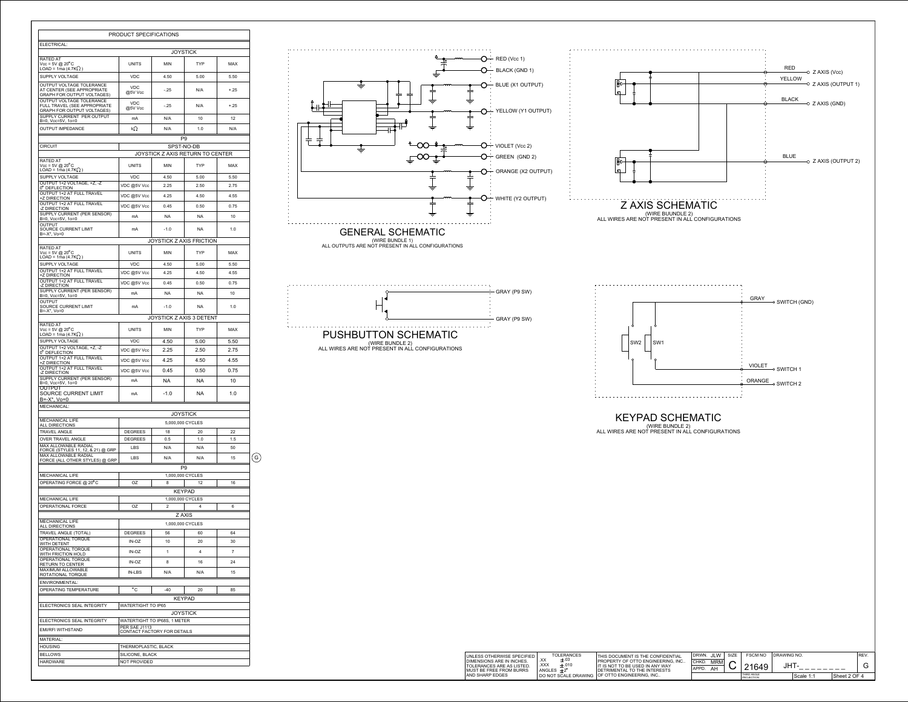## PRODUCT SPECIFICATIONS

| ELECTRICAL: | | | | |
|---|---|---|---|---|
| | JOYSTICK | | | |
| RATED AT Vcc = 5V @ 20°C LOAD = 1ma (4.7KΩ) | UNITS | MIN | TYP | MAX |
| SUPPLY VOLTAGE | VDC | 4.50 | 5.00 | 5.50 |
| OUTPUT VOLTAGE TOLERANCE AT CENTER (SEE APPROPRIATE GRAPH FOR OUTPUT VOLTAGES) | VDC @5V Vcc | -.25 | N/A | +.25 |
| OUTPUT VOLTAGE TOLERANCE FULL TRAVEL (SEE APPROPRIATE GRAPH FOR OUTPUT VOLTAGES) | VDC @5V Vcc | -.25 | N/A | +.25 |
| SUPPLY CURRENT PER OUTPUT B=0, Vcc=5V, 1o=0 | mA | N/A | 10 | 12 |
| OUTPUT IMPEDANCE | kΩ | N/A | 1.0 | N/A |
| | P9 | | | |
| CIRCUIT | SPST-NO-DB | | | |
| | JOYSTICK Z AXIS RETURN TO CENTER | | | |
| RATED AT Vcc = 5V @ 20°C LOAD = 1ma (4.7KΩ) | UNITS | MIN | TYP | MAX |
| SUPPLY VOLTAGE | VDC | 4.50 | 5.00 | 5.50 |
| OUTPUT 1+2 VOLTAGE, +Z, -Z 0° DEFLECTION | VDC @5V Vcc | 2.25 | 2.50 | 2.75 |
| OUTPUT 1+2 AT FULL TRAVEL +Z DIRECTION | VDC @5V Vcc | 4.25 | 4.50 | 4.55 |
| OUTPUT 1+2 AT FULL TRAVEL -Z DIRECTION | VDC @5V Vcc | 0.45 | 0.50 | 0.75 |
| SUPPLY CURRENT (PER SENSOR) B=0, Vcc=5V, 1o=0 | mA | NA | NA | 10 |
| OUTPUT SOURCE CURRENT LIMIT B=-X*, Vo=0 | mA | -1.0 | NA | 1.0 |
| | JOYSTICK Z AXIS FRICTION | | | |
| RATED AT Vcc = 5V @ 20°C LOAD = 1ma (4.7KΩ) | UNITS | MIN | TYP | MAX |
| SUPPLY VOLTAGE | VDC | 4.50 | 5.00 | 5.50 |
| OUTPUT 1+2 AT FULL TRAVEL +Z DIRECTION | VDC @5V Vcc | 4.25 | 4.50 | 4.55 |
| OUTPUT 1+2 AT FULL TRAVEL -Z DIRECTION | VDC @5V Vcc | 0.45 | 0.50 | 0.75 |
| SUPPLY CURRENT (PER SENSOR) B=0, Vcc=5V, 1o=0 | mA | NA | NA | 10 |
| OUTPUT SOURCE CURRENT LIMIT B=-X*, Vo=0 | mA | -1.0 | NA | 1.0 |
| | JOYSTICK Z AXIS 3 DETENT | | | |
| RATED AT Vcc = 5V @ 20°C LOAD = 1ma (4.7KΩ) | UNITS | MIN | TYP | MAX |
| SUPPLY VOLTAGE | VDC | 4.50 | 5.00 | 5.50 |
| OUTPUT 1+2 VOLTAGE, +Z, -Z 0° DEFLECTION | VDC @5V Vcc | 2.25 | 2.50 | 2.75 |
| OUTPUT 1+2 AT FULL TRAVEL +Z DIRECTION | VDC @5V Vcc | 4.25 | 4.50 | 4.55 |
| OUTPUT 1+2 AT FULL TRAVEL -Z DIRECTION | VDC @5V Vcc | 0.45 | 0.50 | 0.75 |
| SUPPLY CURRENT (PER SENSOR) B=0, Vcc=5V, 1o=0 | mA | NA | NA | 10 |
| OUTPUT SOURCE CURRENT LIMIT B=-X*, Vo=0 | mA | -1.0 | NA | 1.0 |
| MECHANICAL: | | | | |
| | JOYSTICK | | | |
| MECHANICAL LIFE ALL DIRECTIONS | 5,000,000 CYCLES | | | |
| TRAVEL ANGLE | DEGREES | 18 | 20 | 22 |
| OVER TRAVEL ANGLE | DEGREES | 0.5 | 1.0 | 1.5 |
| MAX ALLOWABLE RADIAL FORCE (STYLES 11, 12, & 21) @ GRP | LBS | N/A | N/A | 50 |
| MAX ALLOWABLE RADIAL FORCE (ALL OTHER STYLES) @ GRP | LBS | N/A | N/A | 15 |
| | P9 | | | |
| MECHANICAL LIFE | 1,000,000 CYCLES | | | |
| OPERATING FORCE @ 20°C | OZ | 8 | 12 | 16 |
| | KEYPAD | | | |
| MECHANICAL LIFE | 1,000,000 CYCLES | | | |
| OPERATIONAL FORCE | OZ | 2 | 4 | 6 |
| | Z AXIS | | | |
| MECHANICAL LIFE ALL DIRECTIONS | 1,000,000 CYCLES | | | |
| TRAVEL ANGLE (TOTAL) | DEGREES | 56 | 60 | 64 |
| OPERATIONAL TORQUE WITH DETENT | IN-OZ | 10 | 20 | 30 |
| OPERATIONAL TORQUE WITH FRICTION HOLD | IN-OZ | 1 | 4 | 7 |
| OPERATIONAL TORQUE RETURN TO CENTER | IN-OZ | 8 | 16 | 24 |
| MAXIMUM ALLOWABLE ROTATIONAL TORQUE | IN-LBS | N/A | N/A | 15 |
| ENVIRONMENTAL: | | | | |
| OPERATING TEMPERATURE | °C | -40 | 20 | 85 |
| | KEYPAD | | | |
| ELECTRONICS SEAL INTEGRITY | WATERTIGHT TO IP65 | | | |
| | JOYSTICK | | | |
| ELECTRONICS SEAL INTEGRITY | WATERTIGHT TO IP68S, 1 METER | | | |
| EMI/RFI WITHSTAND | PER SAE J1113 CONTACT FACTORY FOR DETAILS | | | |
| MATERIAL: | | | | |
| HOUSING | THERMOPLASTIC, BLACK | | | |
| BELLOWS | SILICONE, BLACK | | | |
| HARDWARE | NOT PROVIDED | | | |

## GENERAL SCHEMATIC

(WIRE BUNDLE 1)
ALL OUTPUTS ARE NOT PRESENT IN ALL CONFIGURATIONS

RED (Vcc 1) · BLACK (GND 1) · BLUE (X1 OUTPUT) · YELLOW (Y1 OUTPUT) · VIOLET (Vcc 2) · GREEN (GND 2) · ORANGE (X2 OUTPUT) · WHITE (Y2 OUTPUT)

## Z AXIS SCHEMATIC

(WIRE BUUNDLE 2)
ALL WIRES ARE NOT PRESENT IN ALL CONFIGURATIONS

RED — Z AXIS (Vcc) · YELLOW — Z AXIS (OUTPUT 1) · BLACK — Z AXIS (GND) · BLUE — Z AXIS (OUTPUT 2)

## PUSHBUTTON SCHEMATIC

(WIRE BUNDLE 2)
ALL WIRES ARE NOT PRESENT IN ALL CONFIGURATIONS

GRAY (P9 SW) · GRAY (P9 SW)

## KEYPAD SCHEMATIC

(WIRE BUNDLE 2)
ALL WIRES ARE NOT PRESENT IN ALL CONFIGURATIONS

SW2 · SW1 · GRAY — SWITCH (GND) · VIOLET — SWITCH 1 · ORANGE — SWITCH 2

G

| UNLESS OTHERWISE SPECIFIED DIMENSIONS ARE IN INCHES. TOLERANCES ARE AS LISTED. MUST BE FREE FROM BURRS AND SHARP EDGES | TOLERANCES .XX ±.03 .XXX ±.010 ANGLES ±2° DO NOT SCALE DRAWING | THIS DOCUMENT IS THE CONFIDENTIAL PROPERTY OF OTTO ENGINEERING, INC.. IT IS NOT TO BE USED IN ANY WAY DETRIMENTAL TO THE INTERESTS OF OTTO ENGINEERING, INC.. | DRWN. JLW CHKD. MRM APPD. AH | SIZE C | FSCM NO 21649 THIRD ANGLE PROJECTION | DRAWING NO. JHT-_ _ _ _ _ _ _ Scale 1:1 | REV. G Sheet 2 OF 4 |
|---|---|---|---|---|---|---|---|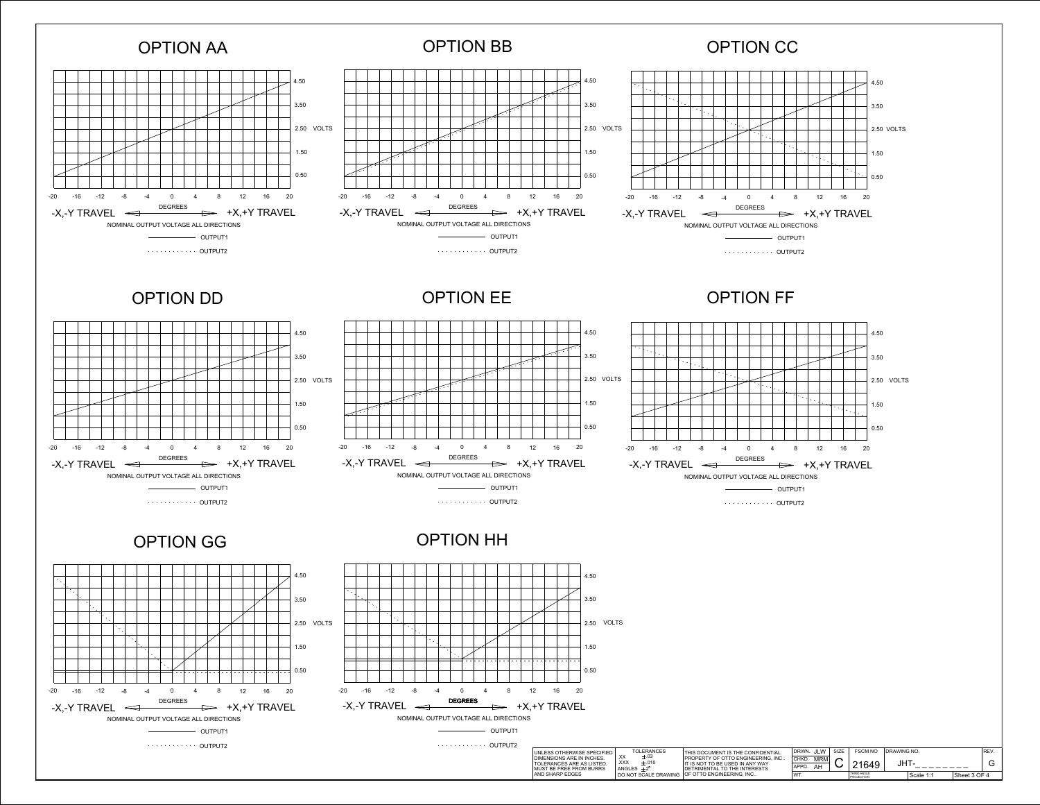## OPTION AA

4.50
3.50
2.50 VOLTS
1.50
0.50

-20 -16 -12 -8 -4 0 4 8 12 16 20

-X,-Y TRAVEL ← DEGREES → +X,+Y TRAVEL

NOMINAL OUTPUT VOLTAGE ALL DIRECTIONS

———— OUTPUT1

. . . . . . . . . . . OUTPUT2

## OPTION BB

4.50
3.50
2.50 VOLTS
1.50
0.50

-20 -16 -12 -8 -4 0 4 8 12 16 20

-X,-Y TRAVEL ← DEGREES → +X,+Y TRAVEL

NOMINAL OUTPUT VOLTAGE ALL DIRECTIONS

———— OUTPUT1

. . . . . . . . . . . OUTPUT2

## OPTION CC

4.50
3.50
2.50 VOLTS
1.50
0.50

-20 -16 -12 -8 -4 0 4 8 12 16 20

-X,-Y TRAVEL ← DEGREES → +X,+Y TRAVEL

NOMINAL OUTPUT VOLTAGE ALL DIRECTIONS

———— OUTPUT1

. . . . . . . . . . . OUTPUT2

## OPTION DD

4.50
3.50
2.50 VOLTS
1.50
0.50

-20 -16 -12 -8 -4 0 4 8 12 16 20

-X,-Y TRAVEL ← DEGREES → +X,+Y TRAVEL

NOMINAL OUTPUT VOLTAGE ALL DIRECTIONS

———— OUTPUT1

. . . . . . . . . . . OUTPUT2

## OPTION EE

4.50
3.50
2.50 VOLTS
1.50
0.50

-20 -16 -12 -8 -4 0 4 8 12 16 20

-X,-Y TRAVEL ← DEGREES → +X,+Y TRAVEL

NOMINAL OUTPUT VOLTAGE ALL DIRECTIONS

———— OUTPUT1

. . . . . . . . . . . OUTPUT2

## OPTION FF

4.50
3.50
2.50 VOLTS
1.50
0.50

-20 -16 -12 -8 -4 0 4 8 12 16 20

-X,-Y TRAVEL ← DEGREES → +X,+Y TRAVEL

NOMINAL OUTPUT VOLTAGE ALL DIRECTIONS

———— OUTPUT1

. . . . . . . . . . . OUTPUT2

## OPTION GG

4.50
3.50
2.50 VOLTS
1.50
0.50

-20 -16 -12 -8 -4 0 4 8 12 16 20

-X,-Y TRAVEL ← DEGREES → +X,+Y TRAVEL

NOMINAL OUTPUT VOLTAGE ALL DIRECTIONS

———— OUTPUT1

. . . . . . . . . . . OUTPUT2

## OPTION HH

4.50
3.50
2.50 VOLTS
1.50
0.50

-20 -16 -12 -8 -4 0 4 8 12 16 20

-X,-Y TRAVEL ← **DEGREES** → +X,+Y TRAVEL

NOMINAL OUTPUT VOLTAGE ALL DIRECTIONS

———— OUTPUT1

. . . . . . . . . . . OUTPUT2

| UNLESS OTHERWISE SPECIFIED DIMENSIONS ARE IN INCHES. TOLERANCES ARE AS LISTED. MUST BE FREE FROM BURRS AND SHARP EDGES | TOLERANCES .XX ±.03 .XXX ±.010 ANGLES ±2° DO NOT SCALE DRAWING | THIS DOCUMENT IS THE CONFIDENTIAL PROPERTY OF OTTO ENGINEERING, INC.. IT IS NOT TO BE USED IN ANY WAY DETRIMENTAL TO THE INTERESTS OF OTTO ENGINEERING, INC.. | DRWN. JLW CHKD. MRM APPD. AH WT. | SIZE C | FSCM NO 21649 THIRD ANGLE PROJECTION | DRAWING NO. JHT-_ _ _ _ _ _ _ _ Scale 1:1 | REV. G Sheet 3 OF 4 |
|---|---|---|---|---|---|---|---|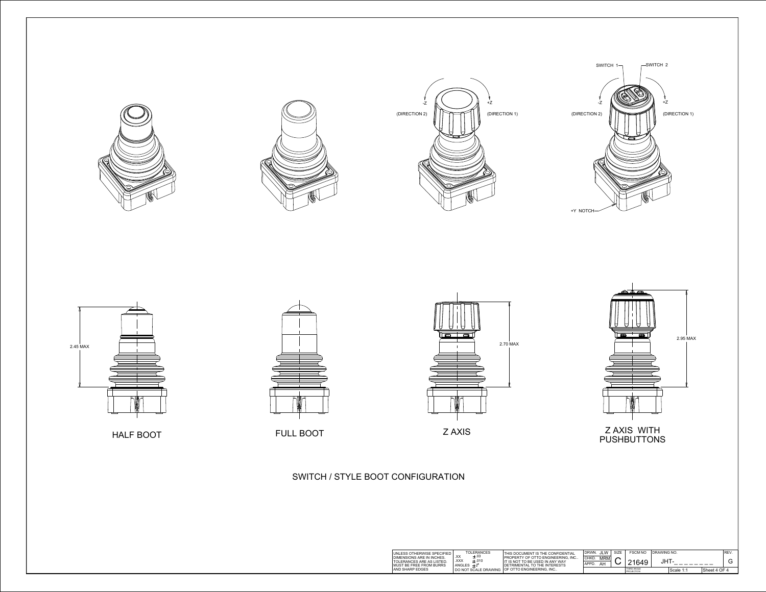SWITCH 1

SWITCH 2

-Z (DIRECTION 2)

+Z (DIRECTION 1)

+Y NOTCH

2.45 MAX

2.70 MAX

2.95 MAX

HALF BOOT

FULL BOOT

Z AXIS

Z AXIS WITH PUSHBUTTONS

## SWITCH / STYLE BOOT CONFIGURATION

| UNLESS OTHERWISE SPECIFIED DIMENSIONS ARE IN INCHES. TOLERANCES ARE AS LISTED. MUST BE FREE FROM BURRS AND SHARP EDGES | TOLERANCES .XX ± .03 .XXX ± .010 ANGLES ± 2° DO NOT SCALE DRAWING | THIS DOCUMENT IS THE CONFIDENTIAL PROPERTY OF OTTO ENGINEERING, INC.. IT IS NOT TO BE USED IN ANY WAY DETRIMENTAL TO THE INTERESTS OF OTTO ENGINEERING, INC.. | DRWN. JLW CHKD. MRM APPD. AH | SIZE C | FSCM NO 21649 THIRD ANGLE PROJECTION | DRAWING NO. JHT-_ _ _ _ _ _ _ _ Scale 1:1 | REV. G |
|---|---|---|---|---|---|---|---|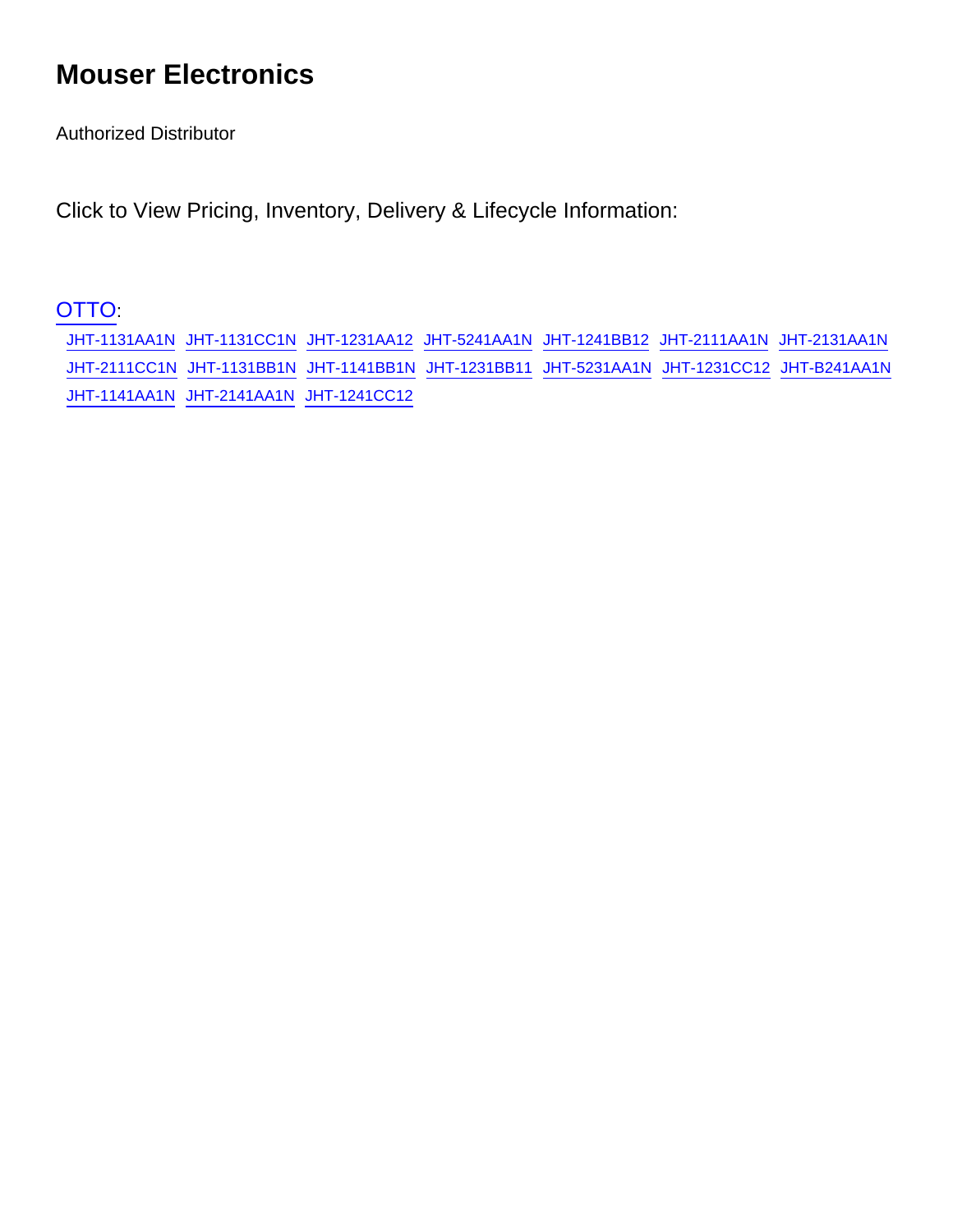# Mouser Electronics

Authorized Distributor

Click to View Pricing, Inventory, Delivery & Lifecycle Information:

OTTO:

JHT-1131AA1N JHT-1131CC1N JHT-1231AA12 JHT-5241AA1N JHT-1241BB12 JHT-2111AA1N JHT-2131AA1N JHT-2111CC1N JHT-1131BB1N JHT-1141BB1N JHT-1231BB11 JHT-5231AA1N JHT-1231CC12 JHT-B241AA1N JHT-1141AA1N JHT-2141AA1N JHT-1241CC12